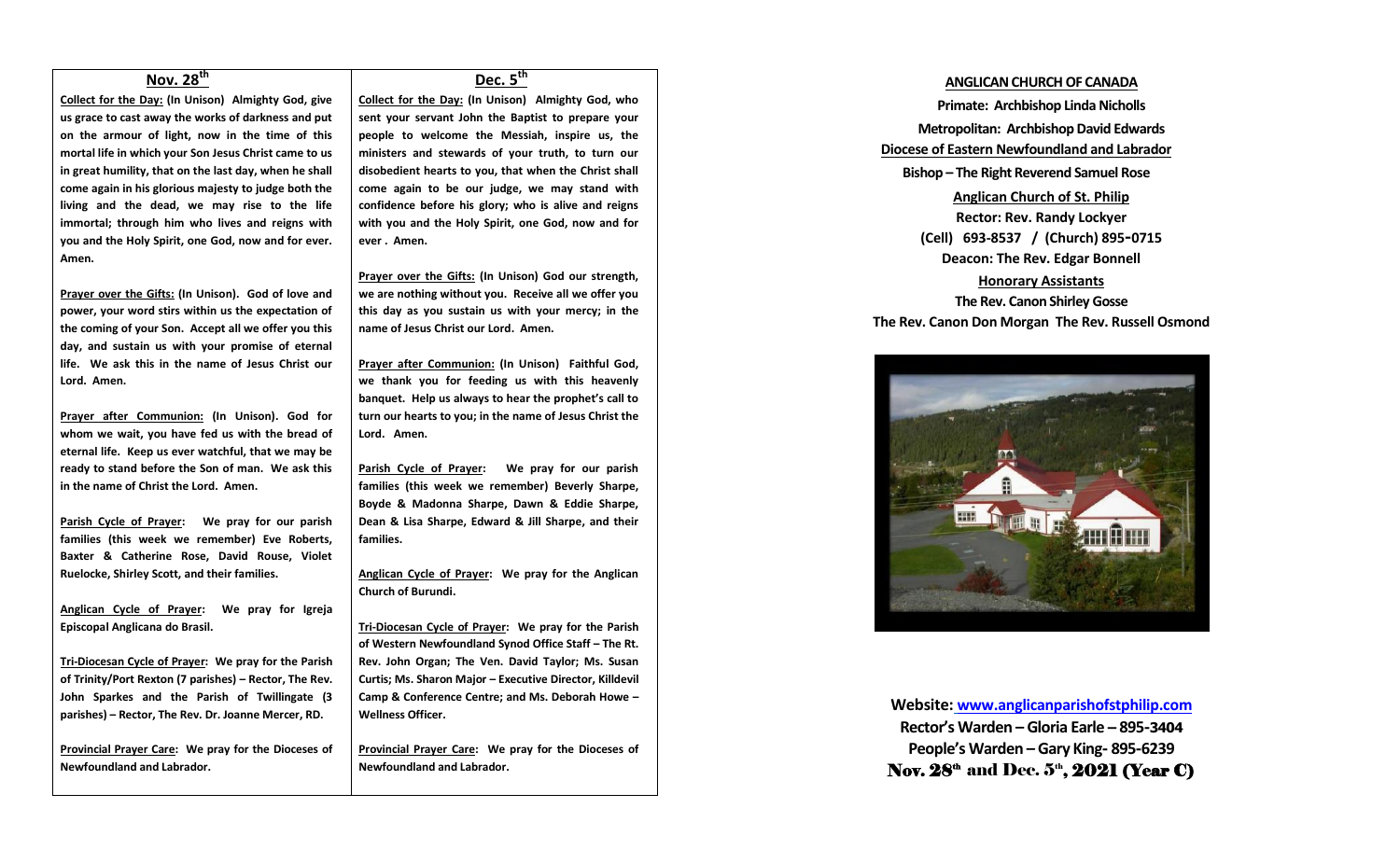## Nov. 28th

**Collect for the Day:** **(In Unison) Almighty God, give us grace to cast away the works of darkness and put on the armour of light, now in the time of this mortal life in which your Son Jesus Christ came to us in great humility, that on the last day, when he shall come again in his glorious majesty to judge both the living and the dead, we may rise to the life immortal; through him who lives and reigns with you and the Holy Spirit, one God, now and for ever. Amen.**

**Prayer over the Gifts:** **(In Unison). God of love and power, your word stirs within us the expectation of the coming of your Son. Accept all we offer you this day, and sustain us with your promise of eternal life. We ask this in the name of Jesus Christ our Lord. Amen.**

**Prayer after Communion:** **(In Unison). God for whom we wait, you have fed us with the bread of eternal life. Keep us ever watchful, that we may be ready to stand before the Son of man. We ask this in the name of Christ the Lord. Amen.**

**Parish Cycle of Prayer:** **We pray for our parish families (this week we remember) Eve Roberts, Baxter & Catherine Rose, David Rouse, Violet Ruelocke, Shirley Scott, and their families.**

**Anglican Cycle of Prayer:** **We pray for Igreja Episcopal Anglicana do Brasil.**

**Tri-Diocesan Cycle of Prayer:** **We pray for the Parish of Trinity/Port Rexton (7 parishes) – Rector, The Rev. John Sparkes and the Parish of Twillingate (3 parishes) – Rector, The Rev. Dr. Joanne Mercer, RD.**

**Provincial Prayer Care:** **We pray for the Dioceses of Newfoundland and Labrador.**

## Dec. 5th

**Collect for the Day:** **(In Unison) Almighty God, who sent your servant John the Baptist to prepare your people to welcome the Messiah, inspire us, the ministers and stewards of your truth, to turn our disobedient hearts to you, that when the Christ shall come again to be our judge, we may stand with confidence before his glory; who is alive and reigns with you and the Holy Spirit, one God, now and for ever . Amen.**

**Prayer over the Gifts:** **(In Unison) God our strength, we are nothing without you. Receive all we offer you this day as you sustain us with your mercy; in the name of Jesus Christ our Lord. Amen.**

**Prayer after Communion:** **(In Unison) Faithful God, we thank you for feeding us with this heavenly banquet. Help us always to hear the prophet's call to turn our hearts to you; in the name of Jesus Christ the Lord. Amen.**

**Parish Cycle of Prayer:** **We pray for our parish families (this week we remember) Beverly Sharpe, Boyde & Madonna Sharpe, Dawn & Eddie Sharpe, Dean & Lisa Sharpe, Edward & Jill Sharpe, and their families.**

**Anglican Cycle of Prayer:** **We pray for the Anglican Church of Burundi.**

**Tri-Diocesan Cycle of Prayer:** **We pray for the Parish of Western Newfoundland Synod Office Staff – The Rt. Rev. John Organ; The Ven. David Taylor; Ms. Susan Curtis; Ms. Sharon Major – Executive Director, Killdevil Camp & Conference Centre; and Ms. Deborah Howe – Wellness Officer.**

**Provincial Prayer Care:** **We pray for the Dioceses of Newfoundland and Labrador.**

---

**ANGLICAN CHURCH OF CANADA**

**Primate: Archbishop Linda Nicholls**

**Metropolitan: Archbishop David Edwards**

**Diocese of Eastern Newfoundland and Labrador**

**Bishop – The Right Reverend Samuel Rose**

**Anglican Church of St. Philip**

**Rector: Rev. Randy Lockyer**

**(Cell) 693-8537 / (Church) 895-0715**

**Deacon: The Rev. Edgar Bonnell**

**Honorary Assistants**

**The Rev. Canon Shirley Gosse**

**The Rev. Canon Don Morgan The Rev. Russell Osmond**

**Website: www.anglicanparishofstphilip.com**

**Rector's Warden – Gloria Earle – 895-3404**

**People's Warden – Gary King- 895-6239**

**Nov. 28th and Dec. 5th, 2021 (Year C)**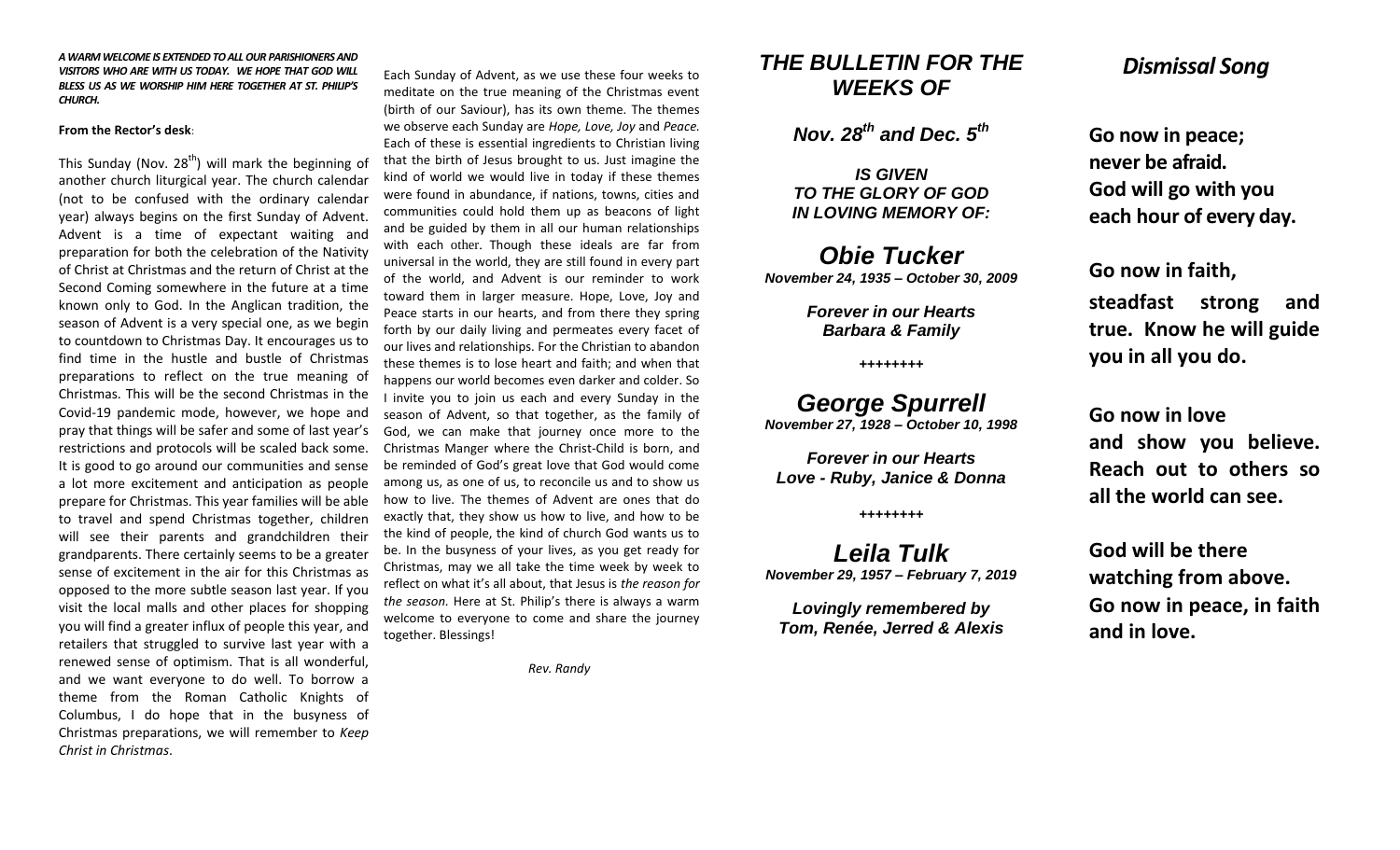***A WARM WELCOME IS EXTENDED TO ALL OUR PARISHIONERS AND VISITORS WHO ARE WITH US TODAY. WE HOPE THAT GOD WILL BLESS US AS WE WORSHIP HIM HERE TOGETHER AT ST. PHILIP'S CHURCH.***

**From the Rector's desk**:

This Sunday (Nov. 28th) will mark the beginning of another church liturgical year. The church calendar (not to be confused with the ordinary calendar year) always begins on the first Sunday of Advent. Advent is a time of expectant waiting and preparation for both the celebration of the Nativity of Christ at Christmas and the return of Christ at the Second Coming somewhere in the future at a time known only to God. In the Anglican tradition, the season of Advent is a very special one, as we begin to countdown to Christmas Day. It encourages us to find time in the hustle and bustle of Christmas preparations to reflect on the true meaning of Christmas. This will be the second Christmas in the Covid-19 pandemic mode, however, we hope and pray that things will be safer and some of last year's restrictions and protocols will be scaled back some. It is good to go around our communities and sense a lot more excitement and anticipation as people prepare for Christmas. This year families will be able to travel and spend Christmas together, children will see their parents and grandchildren their grandparents. There certainly seems to be a greater sense of excitement in the air for this Christmas as opposed to the more subtle season last year. If you visit the local malls and other places for shopping you will find a greater influx of people this year, and retailers that struggled to survive last year with a renewed sense of optimism. That is all wonderful, and we want everyone to do well. To borrow a theme from the Roman Catholic Knights of Columbus, I do hope that in the busyness of Christmas preparations, we will remember to *Keep Christ in Christmas*.

Each Sunday of Advent, as we use these four weeks to meditate on the true meaning of the Christmas event (birth of our Saviour), has its own theme. The themes we observe each Sunday are *Hope, Love, Joy* and *Peace.* Each of these is essential ingredients to Christian living that the birth of Jesus brought to us. Just imagine the kind of world we would live in today if these themes were found in abundance, if nations, towns, cities and communities could hold them up as beacons of light and be guided by them in all our human relationships with each other. Though these ideals are far from universal in the world, they are still found in every part of the world, and Advent is our reminder to work toward them in larger measure. Hope, Love, Joy and Peace starts in our hearts, and from there they spring forth by our daily living and permeates every facet of our lives and relationships. For the Christian to abandon these themes is to lose heart and faith; and when that happens our world becomes even darker and colder. So I invite you to join us each and every Sunday in the season of Advent, so that together, as the family of God, we can make that journey once more to the Christmas Manger where the Christ-Child is born, and be reminded of God's great love that God would come among us, as one of us, to reconcile us and to show us how to live. The themes of Advent are ones that do exactly that, they show us how to live, and how to be the kind of people, the kind of church God wants us to be. In the busyness of your lives, as you get ready for Christmas, may we all take the time week by week to reflect on what it's all about, that Jesus is *the reason for the season.* Here at St. Philip's there is always a warm welcome to everyone to come and share the journey together. Blessings!

*Rev. Randy*

## *THE BULLETIN FOR THE WEEKS OF*

### *Nov. 28th and Dec. 5th*

***IS GIVEN***
***TO THE GLORY OF GOD***
***IN LOVING MEMORY OF:***

## *Obie Tucker*

***November 24, 1935 – October 30, 2009***

***Forever in our Hearts***
***Barbara & Family***

++++++++

## *George Spurrell*

***November 27, 1928 – October 10, 1998***

***Forever in our Hearts***
***Love - Ruby, Janice & Donna***

++++++++

## *Leila Tulk*

***November 29, 1957 – February 7, 2019***

***Lovingly remembered by***
***Tom, Renée, Jerred & Alexis***

## *Dismissal Song*

**Go now in peace;**
**never be afraid.**
**God will go with you**
**each hour of every day.**

**Go now in faith,**
**steadfast strong and true. Know he will guide you in all you do.**

**Go now in love**
**and show you believe. Reach out to others so all the world can see.**

**God will be there**
**watching from above.**
**Go now in peace, in faith and in love.**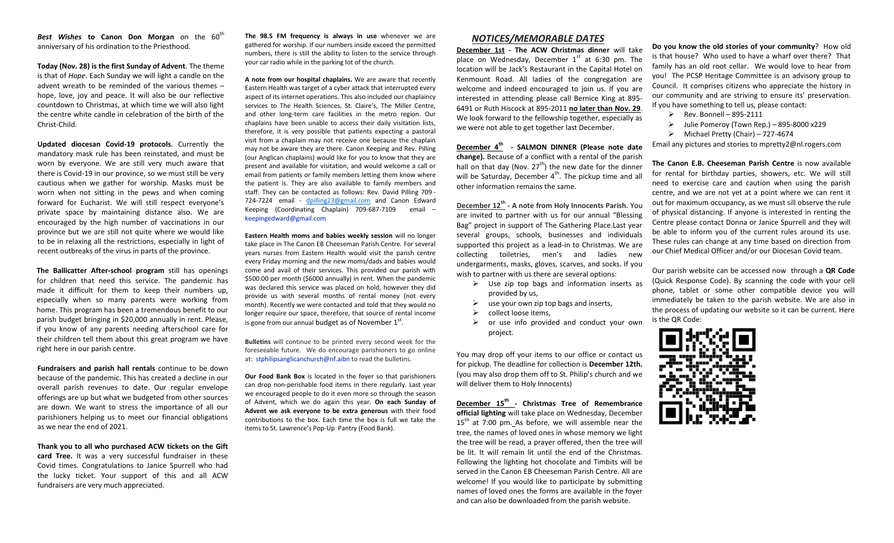***Best Wishes*** **to Canon Don Morgan** on the 60th anniversary of his ordination to the Priesthood.

**Today (Nov. 28) is the first Sunday of Advent**. The theme is that of *Hope*. Each Sunday we will light a candle on the advent wreath to be reminded of the various themes – hope, love, joy and peace. It will also be our reflective countdown to Christmas, at which time we will also light the centre white candle in celebration of the birth of the Christ-Child.

**Updated diocesan Covid-19 protocols**. Currently the mandatory mask rule has been reinstated, and must be worn by everyone. We are still very much aware that there is Covid-19 in our province, so we must still be very cautious when we gather for worship. Masks must be worn when not sitting in the pews and when coming forward for Eucharist. We will still respect everyone's private space by maintaining distance also. We are encouraged by the high number of vaccinations in our province but we are still not quite where we would like to be in relaxing all the restrictions, especially in light of recent outbreaks of the virus in parts of the province.

**The Ballicatter After-school program** still has openings for children that need this service. The pandemic has made it difficult for them to keep their numbers up, especially when so many parents were working from home. This program has been a tremendous benefit to our parish budget bringing in $20,000 annually in rent. Please, if you know of any parents needing afterschool care for their children tell them about this great program we have right here in our parish centre.

**Fundraisers and parish hall rentals** continue to be down because of the pandemic. This has created a decline in our overall parish revenues to date. Our regular envelope offerings are up but what we budgeted from other sources are down. We want to stress the importance of all our parishioners helping us to meet our financial obligations as we near the end of 2021.

**Thank you to all who purchased ACW tickets on the Gift card Tree.** It was a very successful fundraiser in these Covid times. Congratulations to Janice Spurrell who had the lucky ticket. Your support of this and all ACW fundraisers are very much appreciated.

**The 98.5 FM frequency is always in use** whenever we are gathered for worship. If our numbers inside exceed the permitted numbers, there is still the ability to listen to the service through your car radio while in the parking lot of the church.

**A note from our hospital chaplains.** We are aware that recently Eastern Health was target of a cyber attack that interrupted every aspect of its internet operations. This also included our chaplaincy services to The Health Sciences, St. Claire's, The Miller Centre, and other long-term care facilities in the metro region. Our chaplains have been unable to access their daily visitation lists, therefore, it is very possible that patients expecting a pastoral visit from a chaplain may not receive one because the chaplain may not be aware they are there. Canon Keeping and Rev. Pilling (our Anglican chaplains) would like for you to know that they are present and available for visitation, and would welcome a call or email from patients or family members letting them know where the patient is. They are also available to family members and staff. They can be contacted as follows: Rev. David Pilling 709 - 724-7224 email - dpilling23@gmail.com and Canon Edward Keeping (Coordinating Chaplain) 709-687-7109 email – keepingedward@gmail.com

**Eastern Health moms and babies weekly session** will no longer take place in The Canon EB Cheeseman Parish Centre. For several years nurses from Eastern Health would visit the parish centre every Friday morning and the new moms/dads and babies would come and avail of their services. This provided our parish with $500.00 per month ($6000 annually) in rent. When the pandemic was declared this service was placed on hold, however they did provide us with several months of rental money (not every month). Recently we were contacted and told that they would no longer require our space, therefore, that source of rental income is gone from our annual budget as of November 1st.

**Bulletins** will continue to be printed every second week for the foreseeable future. We do encourage parishioners to go online at: stphilipsanglicanchurch@nf.aibn to read the bulletins.

**Our Food Bank Box** is located in the foyer so that parishioners can drop non-perishable food items in there regularly. Last year we encouraged people to do it even more so through the season of Advent, which we do again this year. **On each Sunday of Advent we ask everyone to be extra generous** with their food contributions to the box. Each time the box is full we take the items to St. Lawrence's Pop-Up Pantry (Food Bank).

## *NOTICES/MEMORABLE DATES*

**December 1st - The ACW Christmas dinner** will take place on Wednesday, December 1st at 6:30 pm. The location will be Jack's Restaurant in the Capital Hotel on Kenmount Road. All ladies of the congregation are welcome and indeed encouraged to join us. If you are interested in attending please call Bernice King at 895-6491 or Ruth Hiscock at 895-2011 **no later than Nov. 29**. We look forward to the fellowship together, especially as we were not able to get together last December.

**December 4th - SALMON DINNER (Please note date change).** Because of a conflict with a rental of the parish hall on that day (Nov. 27th) the new date for the dinner will be Saturday, December 4th. The pickup time and all other information remains the same.

**December 12th - A note from Holy Innocents Parish.** You are invited to partner with us for our annual "Blessing Bag" project in support of The Gathering Place.Last year several groups, schools, businesses and individuals supported this project as a lead-in to Christmas. We are collecting toiletries, men's and ladies new undergarments, masks, gloves, scarves, and socks. If you wish to partner with us there are several options:

- Use zip top bags and information inserts as provided by us,
- use your own zip top bags and inserts,
- collect loose items,
- or use info provided and conduct your own project.

You may drop off your items to our office or contact us for pickup. The deadline for collection is **December 12th.** (you may also drop them off to St. Philip's church and we will deliver them to Holy Innocents)

**December 15th - Christmas Tree of Remembrance official lighting** will take place on Wednesday, December 15th at 7:00 pm. As before, we will assemble near the tree, the names of loved ones in whose memory we light the tree will be read, a prayer offered, then the tree will be lit. It will remain lit until the end of the Christmas. Following the lighting hot chocolate and Timbits will be served in the Canon EB Cheeseman Parish Centre. All are welcome! If you would like to participate by submitting names of loved ones the forms are available in the foyer and can also be downloaded from the parish website.

**Do you know the old stories of your community**? How old is that house? Who used to have a wharf over there? That family has an old root cellar. We would love to hear from you! The PCSP Heritage Committee is an advisory group to Council. It comprises citizens who appreciate the history in our community and are striving to ensure its' preservation. If you have something to tell us, please contact:

- Rev. Bonnell – 895-2111
- Julie Pomeroy (Town Rep.) – 895-8000 x229
- Michael Pretty (Chair) – 727-4674

Email any pictures and stories to mpretty2@nl.rogers.com

**The Canon E.B. Cheeseman Parish Centre** is now available for rental for birthday parties, showers, etc. We will still need to exercise care and caution when using the parish centre, and we are not yet at a point where we can rent it out for maximum occupancy, as we must still observe the rule of physical distancing. If anyone is interested in renting the Centre please contact Donna or Janice Spurrell and they will be able to inform you of the current rules around its use. These rules can change at any time based on direction from our Chief Medical Officer and/or our Diocesan Covid team.

Our parish website can be accessed now through a **QR Code** (Quick Response Code). By scanning the code with your cell phone, tablet or some other compatible device you will immediately be taken to the parish website. We are also in the process of updating our website so it can be current. Here is the QR Code: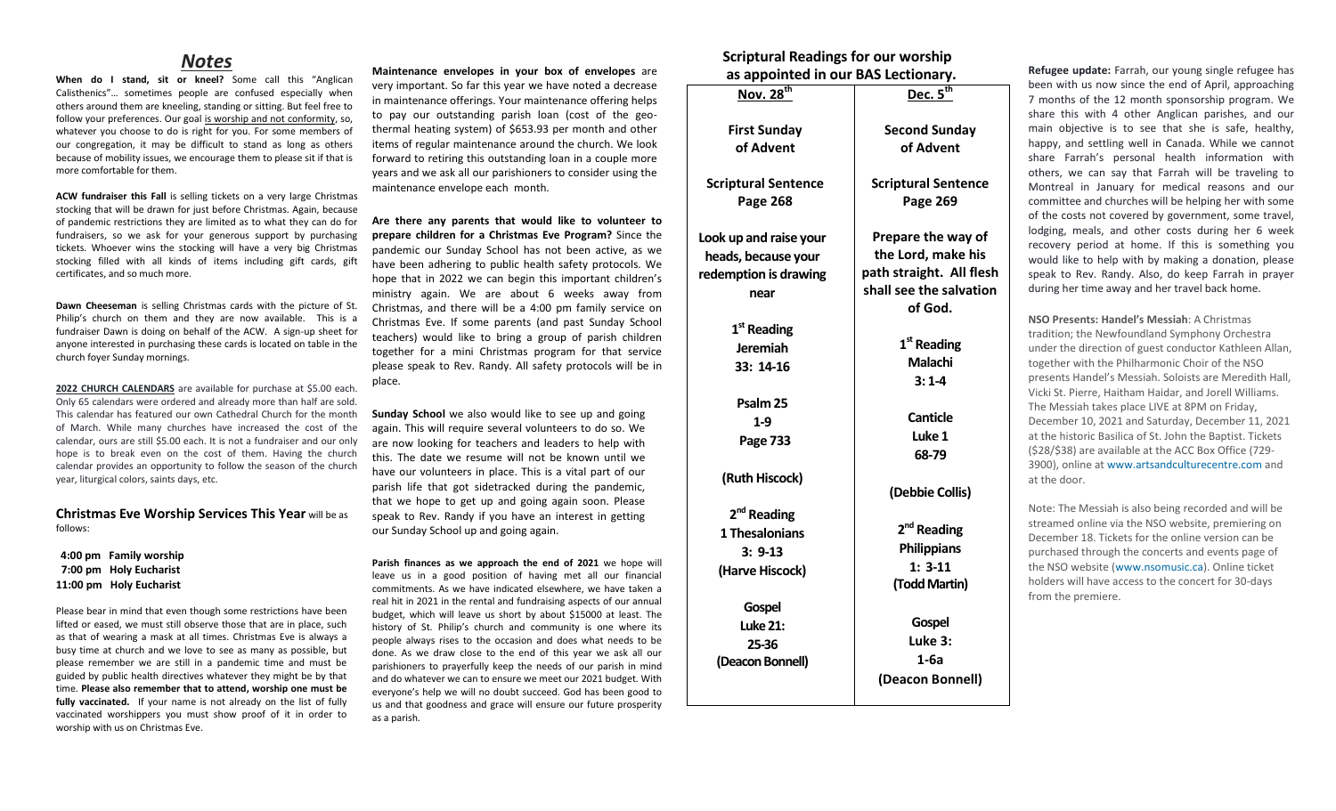## *Notes*

**When do I stand, sit or kneel?** Some call this "Anglican Calisthenics"… sometimes people are confused especially when others around them are kneeling, standing or sitting. But feel free to follow your preferences. Our goal is worship and not conformity, so, whatever you choose to do is right for you. For some members of our congregation, it may be difficult to stand as long as others because of mobility issues, we encourage them to please sit if that is more comfortable for them.

**ACW fundraiser this Fall** is selling tickets on a very large Christmas stocking that will be drawn for just before Christmas. Again, because of pandemic restrictions they are limited as to what they can do for fundraisers, so we ask for your generous support by purchasing tickets. Whoever wins the stocking will have a very big Christmas stocking filled with all kinds of items including gift cards, gift certificates, and so much more.

**Dawn Cheeseman** is selling Christmas cards with the picture of St. Philip's church on them and they are now available. This is a fundraiser Dawn is doing on behalf of the ACW. A sign-up sheet for anyone interested in purchasing these cards is located on table in the church foyer Sunday mornings.

**2022 CHURCH CALENDARS** are available for purchase at $5.00 each. Only 65 calendars were ordered and already more than half are sold. This calendar has featured our own Cathedral Church for the month of March. While many churches have increased the cost of the calendar, ours are still $5.00 each. It is not a fundraiser and our only hope is to break even on the cost of them. Having the church calendar provides an opportunity to follow the season of the church year, liturgical colors, saints days, etc.

### Christmas Eve Worship Services This Year will be as follows:

**4:00 pm Family worship**
**7:00 pm Holy Eucharist**
**11:00 pm Holy Eucharist**

Please bear in mind that even though some restrictions have been lifted or eased, we must still observe those that are in place, such as that of wearing a mask at all times. Christmas Eve is always a busy time at church and we love to see as many as possible, but please remember we are still in a pandemic time and must be guided by public health directives whatever they might be by that time. **Please also remember that to attend, worship one must be fully vaccinated.** If your name is not already on the list of fully vaccinated worshippers you must show proof of it in order to worship with us on Christmas Eve.

**Maintenance envelopes in your box of envelopes** are very important. So far this year we have noted a decrease in maintenance offerings. Your maintenance offering helps to pay our outstanding parish loan (cost of the geo-thermal heating system) of $653.93 per month and other items of regular maintenance around the church. We look forward to retiring this outstanding loan in a couple more years and we ask all our parishioners to consider using the maintenance envelope each month.

**Are there any parents that would like to volunteer to prepare children for a Christmas Eve Program?** Since the pandemic our Sunday School has not been active, as we have been adhering to public health safety protocols. We hope that in 2022 we can begin this important children's ministry again. We are about 6 weeks away from Christmas, and there will be a 4:00 pm family service on Christmas Eve. If some parents (and past Sunday School teachers) would like to bring a group of parish children together for a mini Christmas program for that service please speak to Rev. Randy. All safety protocols will be in place.

**Sunday School** we also would like to see up and going again. This will require several volunteers to do so. We are now looking for teachers and leaders to help with this. The date we resume will not be known until we have our volunteers in place. This is a vital part of our parish life that got sidetracked during the pandemic, that we hope to get up and going again soon. Please speak to Rev. Randy if you have an interest in getting our Sunday School up and going again.

**Parish finances as we approach the end of 2021** we hope will leave us in a good position of having met all our financial commitments. As we have indicated elsewhere, we have taken a real hit in 2021 in the rental and fundraising aspects of our annual budget, which will leave us short by about $15000 at least. The history of St. Philip's church and community is one where its people always rises to the occasion and does what needs to be done. As we draw close to the end of this year we ask all our parishioners to prayerfully keep the needs of our parish in mind and do whatever we can to ensure we meet our 2021 budget. With everyone's help we will no doubt succeed. God has been good to us and that goodness and grace will ensure our future prosperity as a parish.

### Scriptural Readings for our worship as appointed in our BAS Lectionary.

| Nov. 28th | Dec. 5th |
|---|---|
| **First Sunday of Advent** | **Second Sunday of Advent** |
| **Scriptural Sentence Page 268** | **Scriptural Sentence Page 269** |
| **Look up and raise your heads, because your redemption is drawing near** | **Prepare the way of the Lord, make his path straight. All flesh shall see the salvation of God.** |
| **1st Reading Jeremiah 33: 14-16** | **1st Reading Malachi 3: 1-4** |
| **Psalm 25 1-9 Page 733** | **Canticle Luke 1 68-79** |
| **(Ruth Hiscock)** | **(Debbie Collis)** |
| **2nd Reading 1 Thesalonians 3: 9-13 (Harve Hiscock)** | **2nd Reading Philippians 1: 3-11 (Todd Martin)** |
| **Gospel Luke 21: 25-36 (Deacon Bonnell)** | **Gospel Luke 3: 1-6a (Deacon Bonnell)** |

**Refugee update:** Farrah, our young single refugee has been with us now since the end of April, approaching 7 months of the 12 month sponsorship program. We share this with 4 other Anglican parishes, and our main objective is to see that she is safe, healthy, happy, and settling well in Canada. While we cannot share Farrah's personal health information with others, we can say that Farrah will be traveling to Montreal in January for medical reasons and our committee and churches will be helping her with some of the costs not covered by government, some travel, lodging, meals, and other costs during her 6 week recovery period at home. If this is something you would like to help with by making a donation, please speak to Rev. Randy. Also, do keep Farrah in prayer during her time away and her travel back home.

**NSO Presents: Handel's Messiah**: A Christmas tradition; the Newfoundland Symphony Orchestra under the direction of guest conductor Kathleen Allan, together with the Philharmonic Choir of the NSO presents Handel's Messiah. Soloists are Meredith Hall, Vicki St. Pierre, Haitham Haidar, and Jorell Williams. The Messiah takes place LIVE at 8PM on Friday, December 10, 2021 and Saturday, December 11, 2021 at the historic Basilica of St. John the Baptist. Tickets ($28/$38) are available at the ACC Box Office (729-3900), online at www.artsandculturecentre.com and at the door.

Note: The Messiah is also being recorded and will be streamed online via the NSO website, premiering on December 18. Tickets for the online version can be purchased through the concerts and events page of the NSO website (www.nsomusic.ca). Online ticket holders will have access to the concert for 30-days from the premiere.